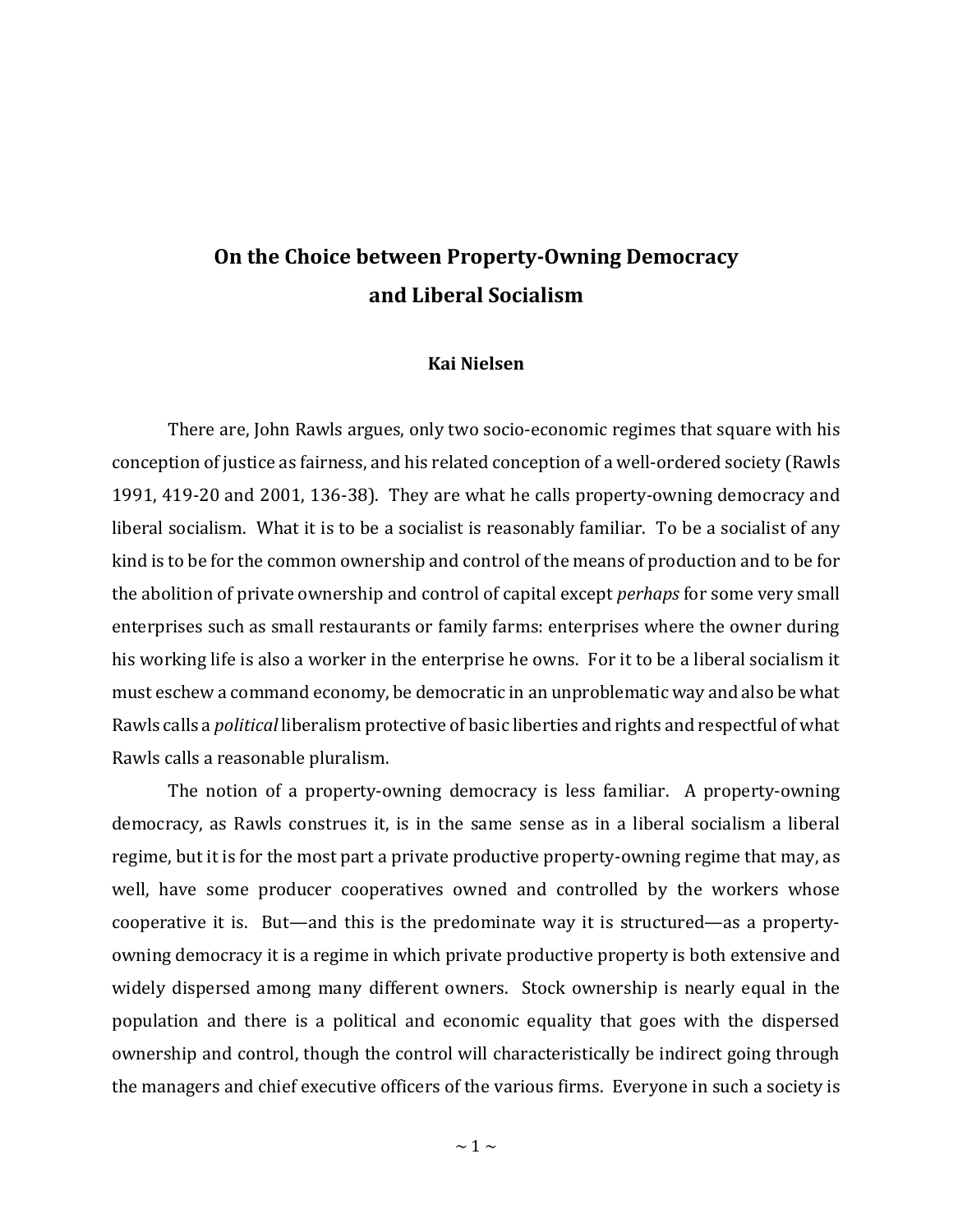# On the Choice between Property-Owning Democracy and Liberal Socialism

**Kai Nielsen**

There are, John Rawls argues, only two socio-economic regimes that square with his conception of justice as fairness, and his related conception of a well-ordered society (Rawls 1991, 419-20 and 2001, 136-38). They are what he calls property-owning democracy and liberal socialism. What it is to be a socialist is reasonably familiar. To be a socialist of any kind is to be for the common ownership and control of the means of production and to be for the abolition of private ownership and control of capital except *perhaps* for some very small enterprises such as small restaurants or family farms: enterprises where the owner during his working life is also a worker in the enterprise he owns. For it to be a liberal socialism it must eschew a command economy, be democratic in an unproblematic way and also be what Rawls calls a *political* liberalism protective of basic liberties and rights and respectful of what Rawls calls a reasonable pluralism.

The notion of a property-owning democracy is less familiar. A property-owning democracy, as Rawls construes it, is in the same sense as in a liberal socialism a liberal regime, but it is for the most part a private productive property-owning regime that may, as well, have some producer cooperatives owned and controlled by the workers whose cooperative it is. But—and this is the predominate way it is structured—as a property-owning democracy it is a regime in which private productive property is both extensive and widely dispersed among many different owners. Stock ownership is nearly equal in the population and there is a political and economic equality that goes with the dispersed ownership and control, though the control will characteristically be indirect going through the managers and chief executive officers of the various firms. Everyone in such a society is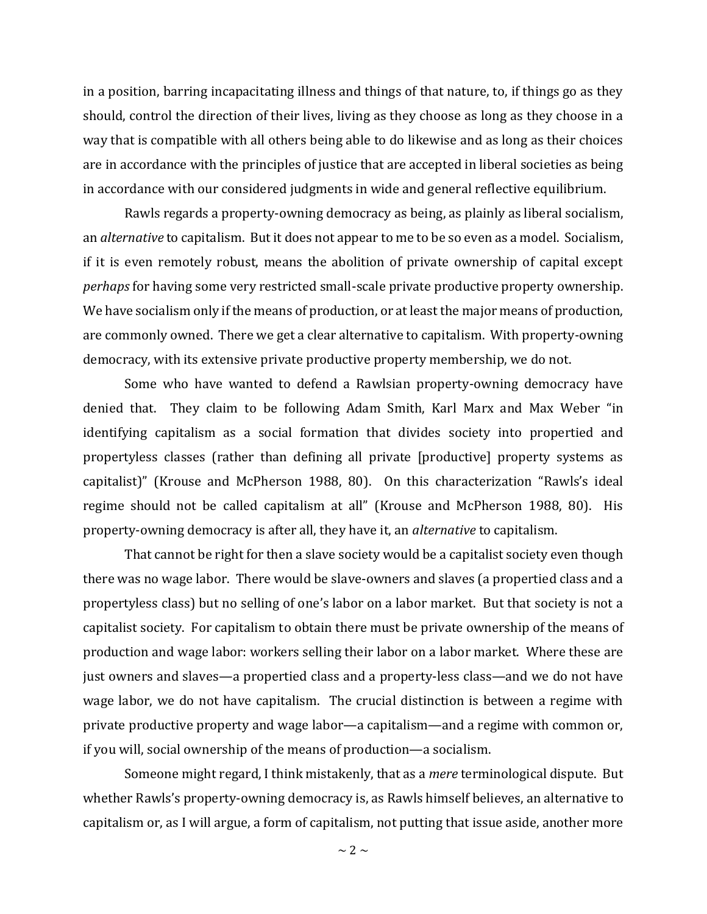in a position, barring incapacitating illness and things of that nature, to, if things go as they should, control the direction of their lives, living as they choose as long as they choose in a way that is compatible with all others being able to do likewise and as long as their choices are in accordance with the principles of justice that are accepted in liberal societies as being in accordance with our considered judgments in wide and general reflective equilibrium.

Rawls regards a property-owning democracy as being, as plainly as liberal socialism, an *alternative* to capitalism. But it does not appear to me to be so even as a model. Socialism, if it is even remotely robust, means the abolition of private ownership of capital except *perhaps* for having some very restricted small-scale private productive property ownership. We have socialism only if the means of production, or at least the major means of production, are commonly owned. There we get a clear alternative to capitalism. With property-owning democracy, with its extensive private productive property membership, we do not.

Some who have wanted to defend a Rawlsian property-owning democracy have denied that. They claim to be following Adam Smith, Karl Marx and Max Weber "in identifying capitalism as a social formation that divides society into propertied and propertyless classes (rather than defining all private [productive] property systems as capitalist)" (Krouse and McPherson 1988, 80). On this characterization "Rawls's ideal regime should not be called capitalism at all" (Krouse and McPherson 1988, 80). His property-owning democracy is after all, they have it, an *alternative* to capitalism.

That cannot be right for then a slave society would be a capitalist society even though there was no wage labor. There would be slave-owners and slaves (a propertied class and a propertyless class) but no selling of one's labor on a labor market. But that society is not a capitalist society. For capitalism to obtain there must be private ownership of the means of production and wage labor: workers selling their labor on a labor market. Where these are just owners and slaves—a propertied class and a property-less class—and we do not have wage labor, we do not have capitalism. The crucial distinction is between a regime with private productive property and wage labor—a capitalism—and a regime with common or, if you will, social ownership of the means of production—a socialism.

Someone might regard, I think mistakenly, that as a *mere* terminological dispute. But whether Rawls's property-owning democracy is, as Rawls himself believes, an alternative to capitalism or, as I will argue, a form of capitalism, not putting that issue aside, another more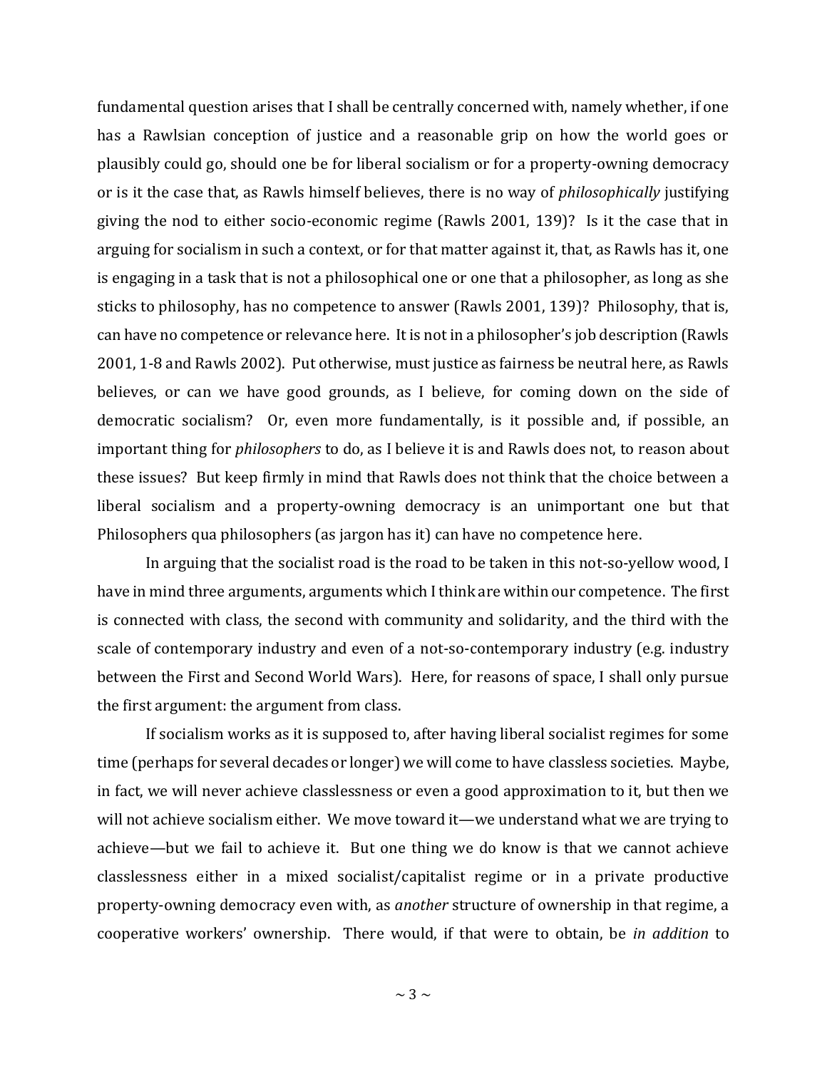fundamental question arises that I shall be centrally concerned with, namely whether, if one has a Rawlsian conception of justice and a reasonable grip on how the world goes or plausibly could go, should one be for liberal socialism or for a property-owning democracy or is it the case that, as Rawls himself believes, there is no way of *philosophically* justifying giving the nod to either socio-economic regime (Rawls 2001, 139)? Is it the case that in arguing for socialism in such a context, or for that matter against it, that, as Rawls has it, one is engaging in a task that is not a philosophical one or one that a philosopher, as long as she sticks to philosophy, has no competence to answer (Rawls 2001, 139)? Philosophy, that is, can have no competence or relevance here. It is not in a philosopher's job description (Rawls 2001, 1-8 and Rawls 2002). Put otherwise, must justice as fairness be neutral here, as Rawls believes, or can we have good grounds, as I believe, for coming down on the side of democratic socialism? Or, even more fundamentally, is it possible and, if possible, an important thing for *philosophers* to do, as I believe it is and Rawls does not, to reason about these issues? But keep firmly in mind that Rawls does not think that the choice between a liberal socialism and a property-owning democracy is an unimportant one but that Philosophers qua philosophers (as jargon has it) can have no competence here.

In arguing that the socialist road is the road to be taken in this not-so-yellow wood, I have in mind three arguments, arguments which I think are within our competence. The first is connected with class, the second with community and solidarity, and the third with the scale of contemporary industry and even of a not-so-contemporary industry (e.g. industry between the First and Second World Wars). Here, for reasons of space, I shall only pursue the first argument: the argument from class.

If socialism works as it is supposed to, after having liberal socialist regimes for some time (perhaps for several decades or longer) we will come to have classless societies. Maybe, in fact, we will never achieve classlessness or even a good approximation to it, but then we will not achieve socialism either. We move toward it—we understand what we are trying to achieve—but we fail to achieve it. But one thing we do know is that we cannot achieve classlessness either in a mixed socialist/capitalist regime or in a private productive property-owning democracy even with, as *another* structure of ownership in that regime, a cooperative workers' ownership. There would, if that were to obtain, be *in addition* to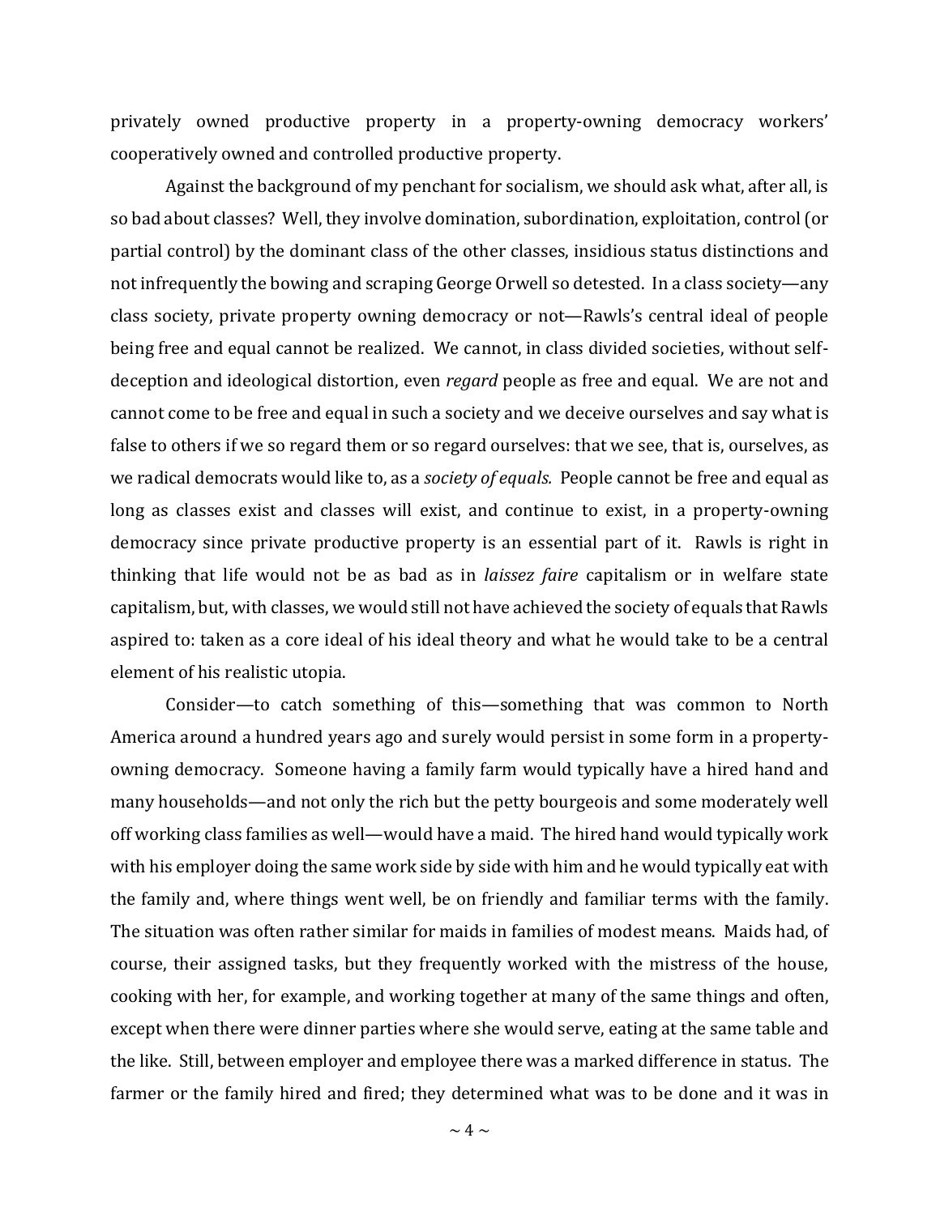privately owned productive property in a property-owning democracy workers' cooperatively owned and controlled productive property.

Against the background of my penchant for socialism, we should ask what, after all, is so bad about classes? Well, they involve domination, subordination, exploitation, control (or partial control) by the dominant class of the other classes, insidious status distinctions and not infrequently the bowing and scraping George Orwell so detested. In a class society—any class society, private property owning democracy or not—Rawls's central ideal of people being free and equal cannot be realized. We cannot, in class divided societies, without self-deception and ideological distortion, even *regard* people as free and equal. We are not and cannot come to be free and equal in such a society and we deceive ourselves and say what is false to others if we so regard them or so regard ourselves: that we see, that is, ourselves, as we radical democrats would like to, as a *society of equals.* People cannot be free and equal as long as classes exist and classes will exist, and continue to exist, in a property-owning democracy since private productive property is an essential part of it. Rawls is right in thinking that life would not be as bad as in *laissez faire* capitalism or in welfare state capitalism, but, with classes, we would still not have achieved the society of equals that Rawls aspired to: taken as a core ideal of his ideal theory and what he would take to be a central element of his realistic utopia.

Consider—to catch something of this—something that was common to North America around a hundred years ago and surely would persist in some form in a property-owning democracy. Someone having a family farm would typically have a hired hand and many households—and not only the rich but the petty bourgeois and some moderately well off working class families as well—would have a maid. The hired hand would typically work with his employer doing the same work side by side with him and he would typically eat with the family and, where things went well, be on friendly and familiar terms with the family. The situation was often rather similar for maids in families of modest means. Maids had, of course, their assigned tasks, but they frequently worked with the mistress of the house, cooking with her, for example, and working together at many of the same things and often, except when there were dinner parties where she would serve, eating at the same table and the like. Still, between employer and employee there was a marked difference in status. The farmer or the family hired and fired; they determined what was to be done and it was in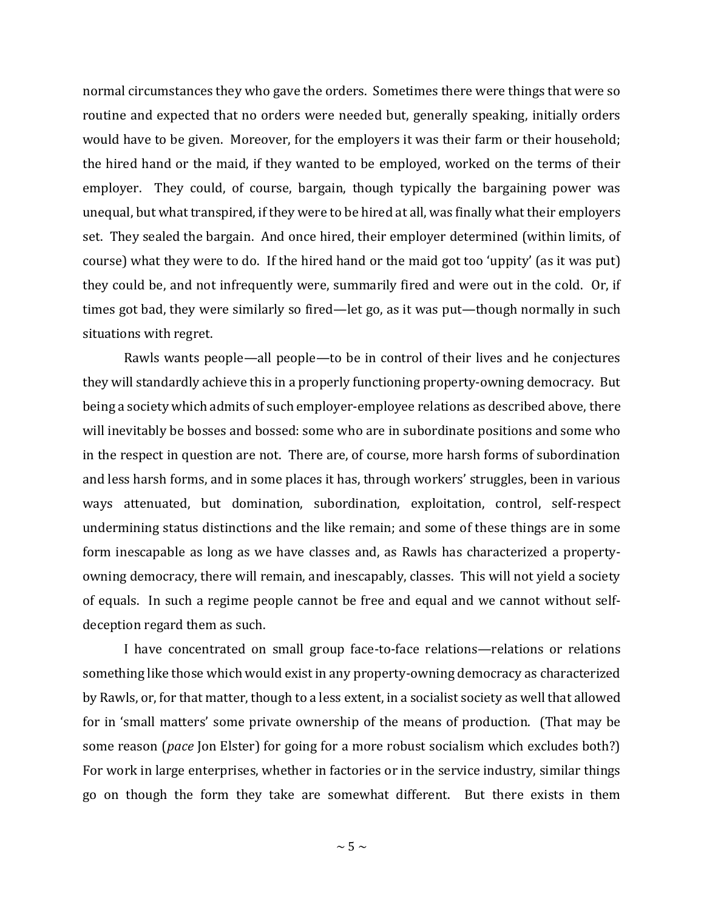normal circumstances they who gave the orders. Sometimes there were things that were so routine and expected that no orders were needed but, generally speaking, initially orders would have to be given. Moreover, for the employers it was their farm or their household; the hired hand or the maid, if they wanted to be employed, worked on the terms of their employer. They could, of course, bargain, though typically the bargaining power was unequal, but what transpired, if they were to be hired at all, was finally what their employers set. They sealed the bargain. And once hired, their employer determined (within limits, of course) what they were to do. If the hired hand or the maid got too 'uppity' (as it was put) they could be, and not infrequently were, summarily fired and were out in the cold. Or, if times got bad, they were similarly so fired—let go, as it was put—though normally in such situations with regret.

Rawls wants people—all people—to be in control of their lives and he conjectures they will standardly achieve this in a properly functioning property-owning democracy. But being a society which admits of such employer-employee relations as described above, there will inevitably be bosses and bossed: some who are in subordinate positions and some who in the respect in question are not. There are, of course, more harsh forms of subordination and less harsh forms, and in some places it has, through workers' struggles, been in various ways attenuated, but domination, subordination, exploitation, control, self-respect undermining status distinctions and the like remain; and some of these things are in some form inescapable as long as we have classes and, as Rawls has characterized a property-owning democracy, there will remain, and inescapably, classes. This will not yield a society of equals. In such a regime people cannot be free and equal and we cannot without self-deception regard them as such.

I have concentrated on small group face-to-face relations—relations or relations something like those which would exist in any property-owning democracy as characterized by Rawls, or, for that matter, though to a less extent, in a socialist society as well that allowed for in 'small matters' some private ownership of the means of production. (That may be some reason (*pace* Jon Elster) for going for a more robust socialism which excludes both?) For work in large enterprises, whether in factories or in the service industry, similar things go on though the form they take are somewhat different. But there exists in them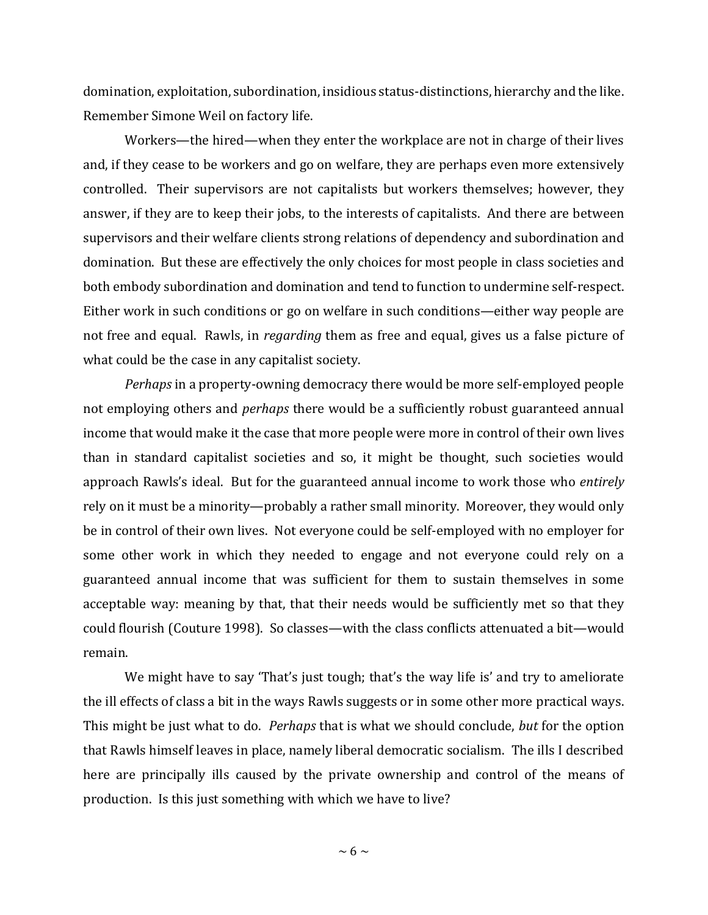domination, exploitation, subordination, insidious status-distinctions, hierarchy and the like. Remember Simone Weil on factory life.

Workers—the hired—when they enter the workplace are not in charge of their lives and, if they cease to be workers and go on welfare, they are perhaps even more extensively controlled. Their supervisors are not capitalists but workers themselves; however, they answer, if they are to keep their jobs, to the interests of capitalists. And there are between supervisors and their welfare clients strong relations of dependency and subordination and domination. But these are effectively the only choices for most people in class societies and both embody subordination and domination and tend to function to undermine self-respect. Either work in such conditions or go on welfare in such conditions—either way people are not free and equal. Rawls, in *regarding* them as free and equal, gives us a false picture of what could be the case in any capitalist society.

*Perhaps* in a property-owning democracy there would be more self-employed people not employing others and *perhaps* there would be a sufficiently robust guaranteed annual income that would make it the case that more people were more in control of their own lives than in standard capitalist societies and so, it might be thought, such societies would approach Rawls's ideal. But for the guaranteed annual income to work those who *entirely* rely on it must be a minority—probably a rather small minority. Moreover, they would only be in control of their own lives. Not everyone could be self-employed with no employer for some other work in which they needed to engage and not everyone could rely on a guaranteed annual income that was sufficient for them to sustain themselves in some acceptable way: meaning by that, that their needs would be sufficiently met so that they could flourish (Couture 1998). So classes—with the class conflicts attenuated a bit—would remain.

We might have to say 'That's just tough; that's the way life is' and try to ameliorate the ill effects of class a bit in the ways Rawls suggests or in some other more practical ways. This might be just what to do. *Perhaps* that is what we should conclude, *but* for the option that Rawls himself leaves in place, namely liberal democratic socialism. The ills I described here are principally ills caused by the private ownership and control of the means of production. Is this just something with which we have to live?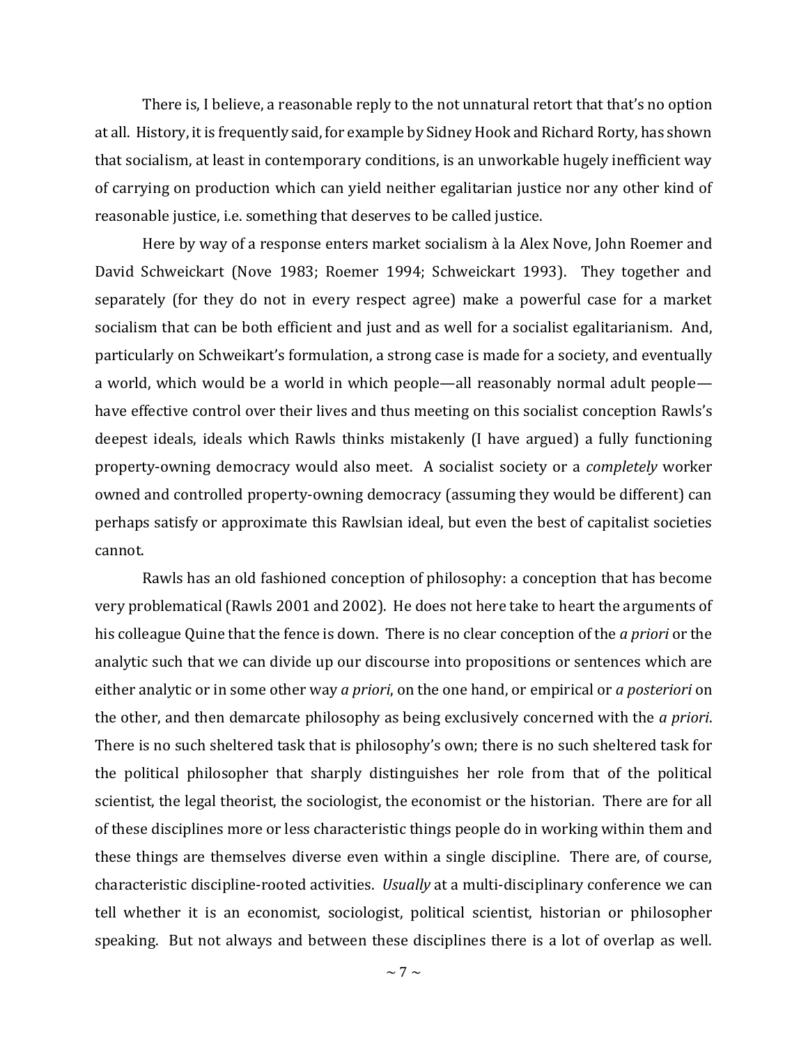There is, I believe, a reasonable reply to the not unnatural retort that that's no option at all. History, it is frequently said, for example by Sidney Hook and Richard Rorty, has shown that socialism, at least in contemporary conditions, is an unworkable hugely inefficient way of carrying on production which can yield neither egalitarian justice nor any other kind of reasonable justice, i.e. something that deserves to be called justice.

Here by way of a response enters market socialism à la Alex Nove, John Roemer and David Schweickart (Nove 1983; Roemer 1994; Schweickart 1993). They together and separately (for they do not in every respect agree) make a powerful case for a market socialism that can be both efficient and just and as well for a socialist egalitarianism. And, particularly on Schweikart's formulation, a strong case is made for a society, and eventually a world, which would be a world in which people—all reasonably normal adult people—have effective control over their lives and thus meeting on this socialist conception Rawls's deepest ideals, ideals which Rawls thinks mistakenly (I have argued) a fully functioning property-owning democracy would also meet. A socialist society or a *completely* worker owned and controlled property-owning democracy (assuming they would be different) can perhaps satisfy or approximate this Rawlsian ideal, but even the best of capitalist societies cannot.

Rawls has an old fashioned conception of philosophy: a conception that has become very problematical (Rawls 2001 and 2002). He does not here take to heart the arguments of his colleague Quine that the fence is down. There is no clear conception of the *a priori* or the analytic such that we can divide up our discourse into propositions or sentences which are either analytic or in some other way *a priori*, on the one hand, or empirical or *a posteriori* on the other, and then demarcate philosophy as being exclusively concerned with the *a priori*. There is no such sheltered task that is philosophy's own; there is no such sheltered task for the political philosopher that sharply distinguishes her role from that of the political scientist, the legal theorist, the sociologist, the economist or the historian. There are for all of these disciplines more or less characteristic things people do in working within them and these things are themselves diverse even within a single discipline. There are, of course, characteristic discipline-rooted activities. *Usually* at a multi-disciplinary conference we can tell whether it is an economist, sociologist, political scientist, historian or philosopher speaking. But not always and between these disciplines there is a lot of overlap as well.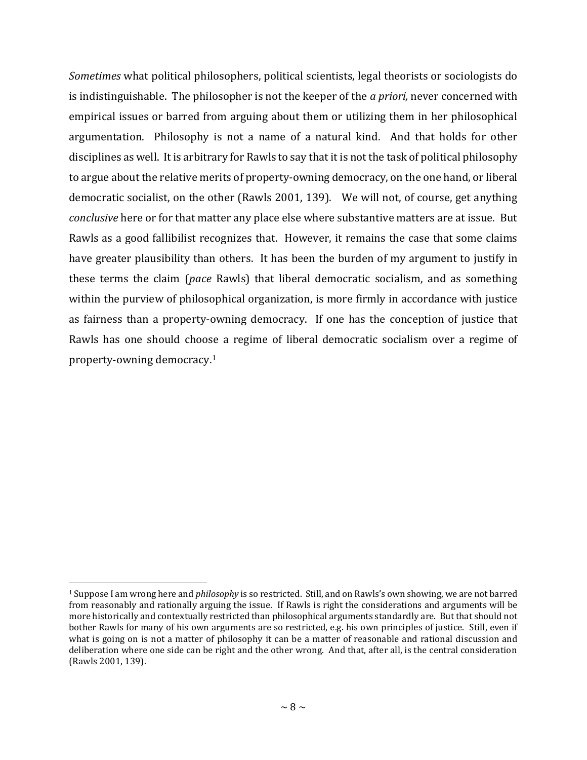*Sometimes* what political philosophers, political scientists, legal theorists or sociologists do is indistinguishable. The philosopher is not the keeper of the *a priori,* never concerned with empirical issues or barred from arguing about them or utilizing them in her philosophical argumentation. Philosophy is not a name of a natural kind. And that holds for other disciplines as well. It is arbitrary for Rawls to say that it is not the task of political philosophy to argue about the relative merits of property-owning democracy, on the one hand, or liberal democratic socialist, on the other (Rawls 2001, 139). We will not, of course, get anything *conclusive* here or for that matter any place else where substantive matters are at issue. But Rawls as a good fallibilist recognizes that. However, it remains the case that some claims have greater plausibility than others. It has been the burden of my argument to justify in these terms the claim (*pace* Rawls) that liberal democratic socialism, and as something within the purview of philosophical organization, is more firmly in accordance with justice as fairness than a property-owning democracy. If one has the conception of justice that Rawls has one should choose a regime of liberal democratic socialism over a regime of property-owning democracy.[1]

---

[1] Suppose I am wrong here and *philosophy* is so restricted. Still, and on Rawls's own showing, we are not barred from reasonably and rationally arguing the issue. If Rawls is right the considerations and arguments will be more historically and contextually restricted than philosophical arguments standardly are. But that should not bother Rawls for many of his own arguments are so restricted, e.g. his own principles of justice. Still, even if what is going on is not a matter of philosophy it can be a matter of reasonable and rational discussion and deliberation where one side can be right and the other wrong. And that, after all, is the central consideration (Rawls 2001, 139).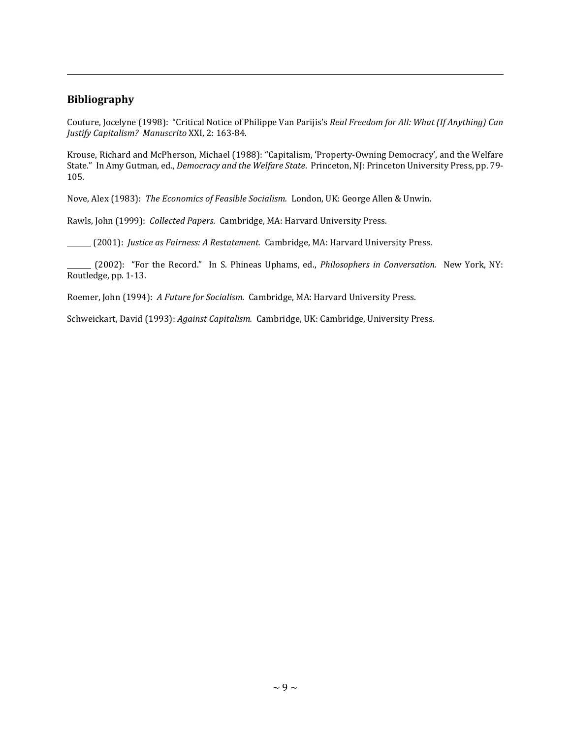## Bibliography

Couture, Jocelyne (1998): "Critical Notice of Philippe Van Parijis's *Real Freedom for All: What (If Anything) Can Justify Capitalism? Manuscrito* XXI, 2: 163-84.

Krouse, Richard and McPherson, Michael (1988): "Capitalism, 'Property-Owning Democracy', and the Welfare State." In Amy Gutman, ed., *Democracy and the Welfare State*. Princeton, NJ: Princeton University Press, pp. 79-105.

Nove, Alex (1983): *The Economics of Feasible Socialism.* London, UK: George Allen & Unwin.

Rawls, John (1999): *Collected Papers.* Cambridge, MA: Harvard University Press.

_______ (2001): *Justice as Fairness: A Restatement.* Cambridge, MA: Harvard University Press.

_______ (2002): "For the Record." In S. Phineas Uphams, ed., *Philosophers in Conversation.* New York, NY: Routledge, pp. 1-13.

Roemer, John (1994): *A Future for Socialism.* Cambridge, MA: Harvard University Press.

Schweickart, David (1993): *Against Capitalism.* Cambridge, UK: Cambridge, University Press.